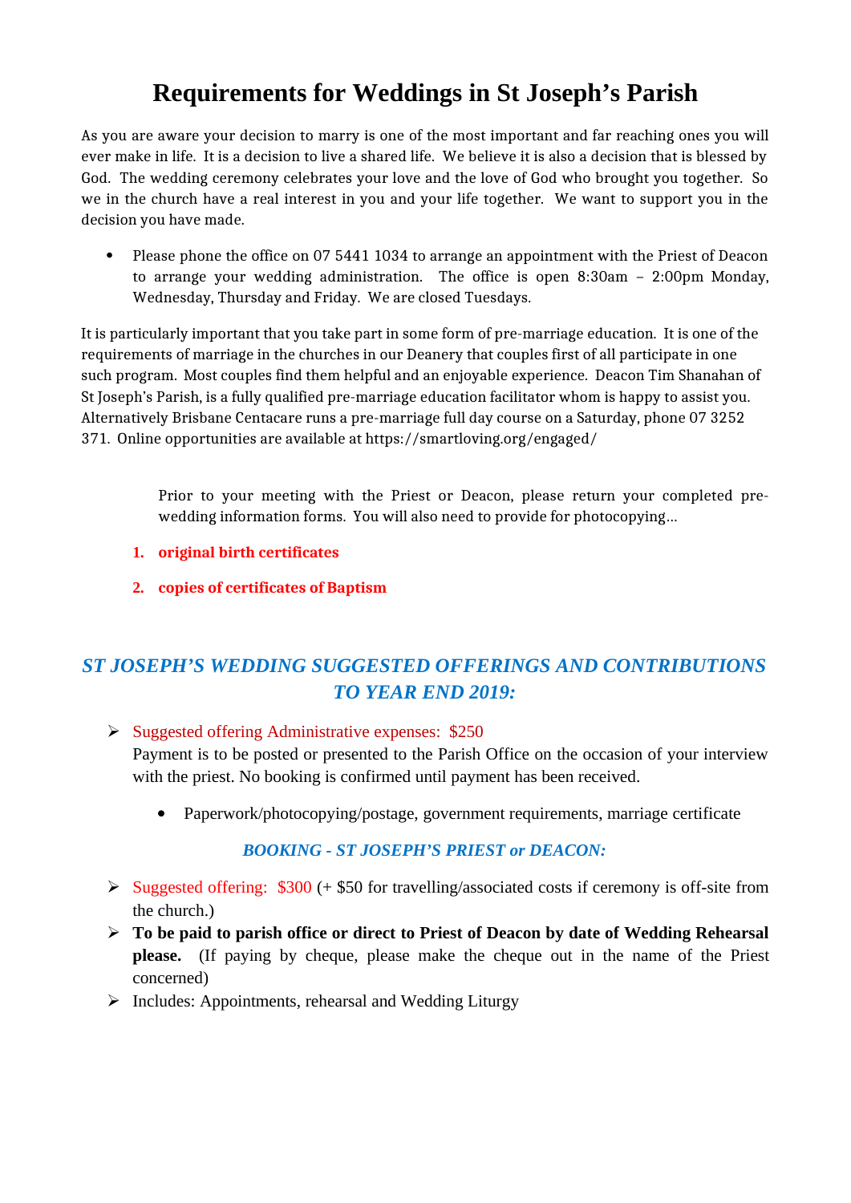# Requirements for Weddings in St Joseph's Parish

As you are aware your decision to marry is one of the most important and far reaching ones you will ever make in life. It is a decision to live a shared life. We believe it is also a decision that is blessed by God. The wedding ceremony celebrates your love and the love of God who brought you together. So we in the church have a real interest in you and your life together. We want to support you in the decision you have made.

- Please phone the office on 07 5441 1034 to arrange an appointment with the Priest of Deacon to arrange your wedding administration. The office is open 8:30am – 2:00pm Monday, Wednesday, Thursday and Friday. We are closed Tuesdays.

It is particularly important that you take part in some form of pre-marriage education. It is one of the requirements of marriage in the churches in our Deanery that couples first of all participate in one such program. Most couples find them helpful and an enjoyable experience. Deacon Tim Shanahan of St Joseph's Parish, is a fully qualified pre-marriage education facilitator whom is happy to assist you. Alternatively Brisbane Centacare runs a pre-marriage full day course on a Saturday, phone 07 3252 371. Online opportunities are available at https://smartloving.org/engaged/

Prior to your meeting with the Priest or Deacon, please return your completed pre-wedding information forms. You will also need to provide for photocopying…

1. **original birth certificates**
2. **copies of certificates of Baptism**

## *ST JOSEPH'S WEDDING SUGGESTED OFFERINGS AND CONTRIBUTIONS TO YEAR END 2019:*

- Suggested offering Administrative expenses: $250
  Payment is to be posted or presented to the Parish Office on the occasion of your interview with the priest. No booking is confirmed until payment has been received.
  - Paperwork/photocopying/postage, government requirements, marriage certificate

### *BOOKING - ST JOSEPH'S PRIEST or DEACON:*

- Suggested offering: $300 (+ $50 for travelling/associated costs if ceremony is off-site from the church.)
- **To be paid to parish office or direct to Priest of Deacon by date of Wedding Rehearsal please.** (If paying by cheque, please make the cheque out in the name of the Priest concerned)
- Includes: Appointments, rehearsal and Wedding Liturgy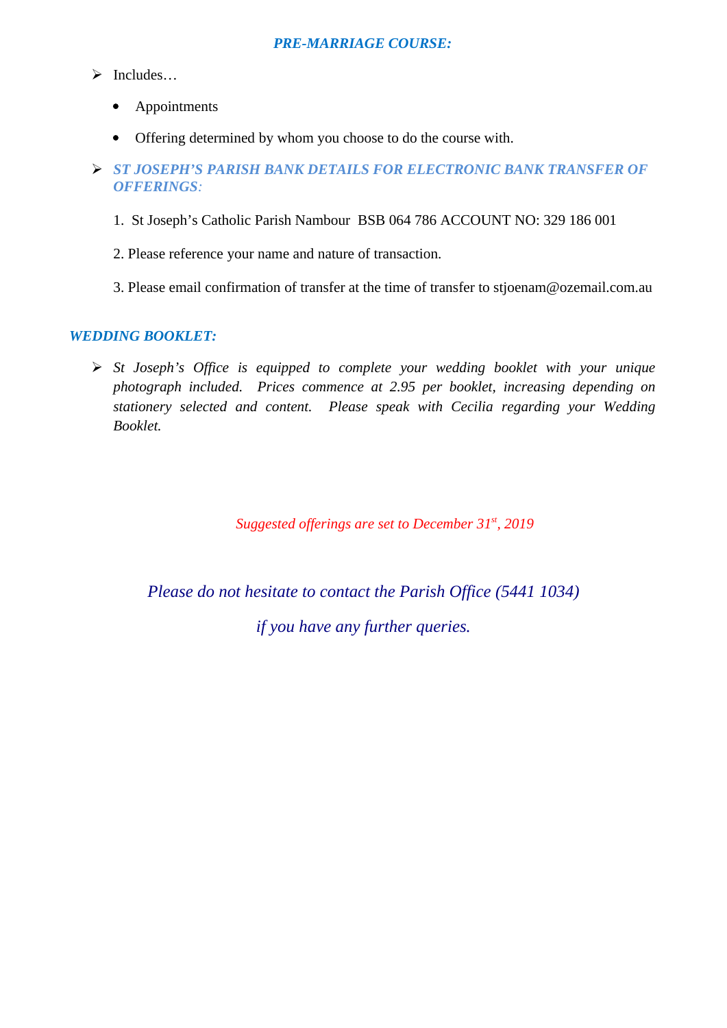## *PRE-MARRIAGE COURSE:*

- Includes…
  - Appointments
  - Offering determined by whom you choose to do the course with.
- ***ST JOSEPH'S PARISH BANK DETAILS FOR ELECTRONIC BANK TRANSFER OF OFFERINGS:***

  1. St Joseph's Catholic Parish Nambour BSB 064 786 ACCOUNT NO: 329 186 001

  2. Please reference your name and nature of transaction.

  3. Please email confirmation of transfer at the time of transfer to stjoenam@ozemail.com.au

## *WEDDING BOOKLET:*

- *St Joseph's Office is equipped to complete your wedding booklet with your unique photograph included. Prices commence at 2.95 per booklet, increasing depending on stationery selected and content. Please speak with Cecilia regarding your Wedding Booklet.*

*Suggested offerings are set to December 31st, 2019*

*Please do not hesitate to contact the Parish Office (5441 1034)*

*if you have any further queries.*